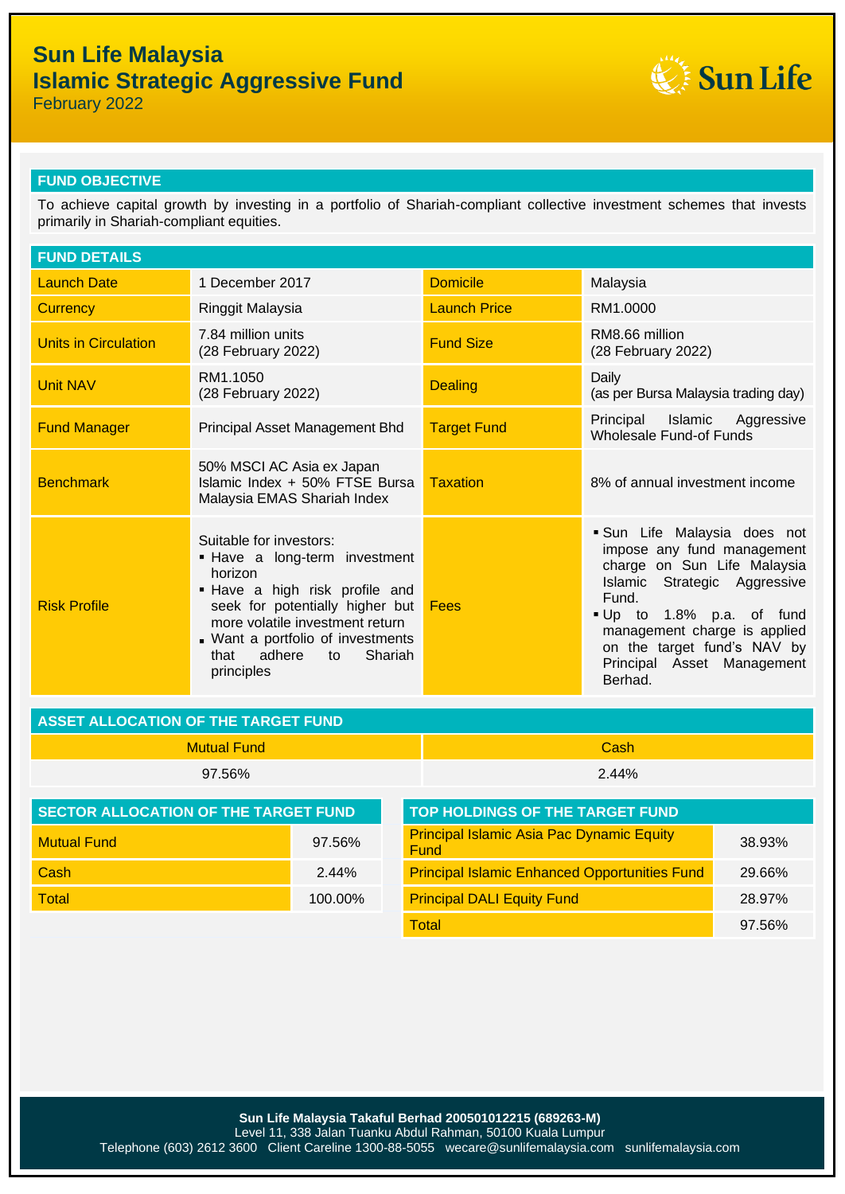# Sun Life Malaysia
# Islamic Strategic Aggressive Fund

February 2022

## FUND OBJECTIVE

To achieve capital growth by investing in a portfolio of Shariah-compliant collective investment schemes that invests primarily in Shariah-compliant equities.

## FUND DETAILS

| | | | |
|---|---|---|---|
| Launch Date | 1 December 2017 | Domicile | Malaysia |
| Currency | Ringgit Malaysia | Launch Price | RM1.0000 |
| Units in Circulation | 7.84 million units (28 February 2022) | Fund Size | RM8.66 million (28 February 2022) |
| Unit NAV | RM1.1050 (28 February 2022) | Dealing | Daily (as per Bursa Malaysia trading day) |
| Fund Manager | Principal Asset Management Bhd | Target Fund | Principal Islamic Aggressive Wholesale Fund-of Funds |
| Benchmark | 50% MSCI AC Asia ex Japan Islamic Index + 50% FTSE Bursa Malaysia EMAS Shariah Index | Taxation | 8% of annual investment income |
| Risk Profile | Suitable for investors:<br>▪ Have a long-term investment horizon<br>▪ Have a high risk profile and seek for potentially higher but more volatile investment return<br>▪ Want a portfolio of investments that adhere to Shariah principles | Fees | ▪ Sun Life Malaysia does not impose any fund management charge on Sun Life Malaysia Islamic Strategic Aggressive Fund.<br>▪ Up to 1.8% p.a. of fund management charge is applied on the target fund's NAV by Principal Asset Management Berhad. |

## ASSET ALLOCATION OF THE TARGET FUND

| Mutual Fund | Cash |
|---|---|
| 97.56% | 2.44% |

## SECTOR ALLOCATION OF THE TARGET FUND

| | |
|---|---|
| Mutual Fund | 97.56% |
| Cash | 2.44% |
| Total | 100.00% |

## TOP HOLDINGS OF THE TARGET FUND

| | |
|---|---|
| Principal Islamic Asia Pac Dynamic Equity Fund | 38.93% |
| Principal Islamic Enhanced Opportunities Fund | 29.66% |
| Principal DALI Equity Fund | 28.97% |
| Total | 97.56% |

**Sun Life Malaysia Takaful Berhad 200501012215 (689263-M)**
Level 11, 338 Jalan Tuanku Abdul Rahman, 50100 Kuala Lumpur
Telephone (603) 2612 3600 Client Careline 1300-88-5055 wecare@sunlifemalaysia.com sunlifemalaysia.com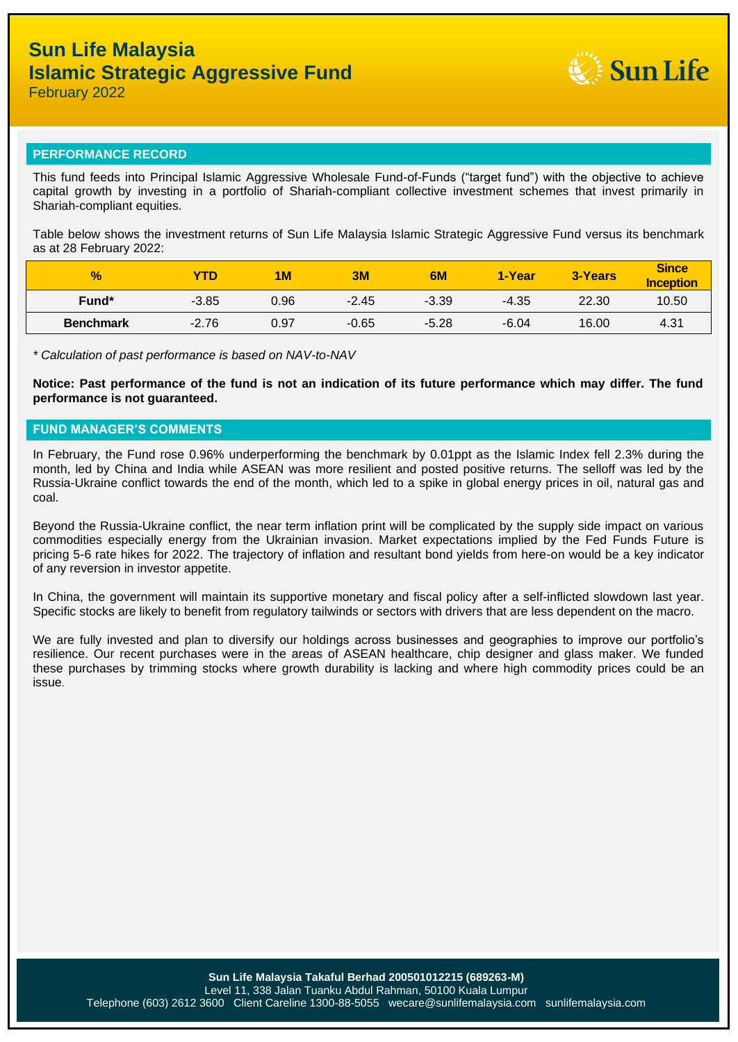# Sun Life Malaysia
# Islamic Strategic Aggressive Fund
February 2022

## PERFORMANCE RECORD

This fund feeds into Principal Islamic Aggressive Wholesale Fund-of-Funds ("target fund") with the objective to achieve capital growth by investing in a portfolio of Shariah-compliant collective investment schemes that invest primarily in Shariah-compliant equities.

Table below shows the investment returns of Sun Life Malaysia Islamic Strategic Aggressive Fund versus its benchmark as at 28 February 2022:

| % | YTD | 1M | 3M | 6M | 1-Year | 3-Years | Since Inception |
|---|---|---|---|---|---|---|---|
| **Fund*** | -3.85 | 0.96 | -2.45 | -3.39 | -4.35 | 22.30 | 10.50 |
| **Benchmark** | -2.76 | 0.97 | -0.65 | -5.28 | -6.04 | 16.00 | 4.31 |

*\* Calculation of past performance is based on NAV-to-NAV*

**Notice: Past performance of the fund is not an indication of its future performance which may differ. The fund performance is not guaranteed.**

## FUND MANAGER'S COMMENTS

In February, the Fund rose 0.96% underperforming the benchmark by 0.01ppt as the Islamic Index fell 2.3% during the month, led by China and India while ASEAN was more resilient and posted positive returns. The selloff was led by the Russia-Ukraine conflict towards the end of the month, which led to a spike in global energy prices in oil, natural gas and coal.

Beyond the Russia-Ukraine conflict, the near term inflation print will be complicated by the supply side impact on various commodities especially energy from the Ukrainian invasion. Market expectations implied by the Fed Funds Future is pricing 5-6 rate hikes for 2022. The trajectory of inflation and resultant bond yields from here-on would be a key indicator of any reversion in investor appetite.

In China, the government will maintain its supportive monetary and fiscal policy after a self-inflicted slowdown last year. Specific stocks are likely to benefit from regulatory tailwinds or sectors with drivers that are less dependent on the macro.

We are fully invested and plan to diversify our holdings across businesses and geographies to improve our portfolio's resilience. Our recent purchases were in the areas of ASEAN healthcare, chip designer and glass maker. We funded these purchases by trimming stocks where growth durability is lacking and where high commodity prices could be an issue.

**Sun Life Malaysia Takaful Berhad 200501012215 (689263-M)**
Level 11, 338 Jalan Tuanku Abdul Rahman, 50100 Kuala Lumpur
Telephone (603) 2612 3600 Client Careline 1300-88-5055 wecare@sunlifemalaysia.com sunlifemalaysia.com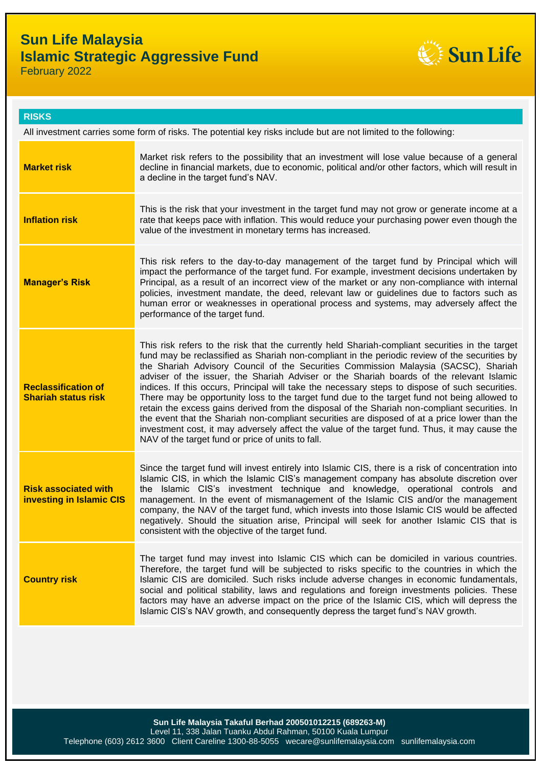# Sun Life Malaysia
## Islamic Strategic Aggressive Fund
February 2022

### RISKS

All investment carries some form of risks. The potential key risks include but are not limited to the following:

| Risk | Description |
|---|---|
| **Market risk** | Market risk refers to the possibility that an investment will lose value because of a general decline in financial markets, due to economic, political and/or other factors, which will result in a decline in the target fund's NAV. |
| **Inflation risk** | This is the risk that your investment in the target fund may not grow or generate income at a rate that keeps pace with inflation. This would reduce your purchasing power even though the value of the investment in monetary terms has increased. |
| **Manager's Risk** | This risk refers to the day-to-day management of the target fund by Principal which will impact the performance of the target fund. For example, investment decisions undertaken by Principal, as a result of an incorrect view of the market or any non-compliance with internal policies, investment mandate, the deed, relevant law or guidelines due to factors such as human error or weaknesses in operational process and systems, may adversely affect the performance of the target fund. |
| **Reclassification of Shariah status risk** | This risk refers to the risk that the currently held Shariah-compliant securities in the target fund may be reclassified as Shariah non-compliant in the periodic review of the securities by the Shariah Advisory Council of the Securities Commission Malaysia (SACSC), Shariah adviser of the issuer, the Shariah Adviser or the Shariah boards of the relevant Islamic indices. If this occurs, Principal will take the necessary steps to dispose of such securities. There may be opportunity loss to the target fund due to the target fund not being allowed to retain the excess gains derived from the disposal of the Shariah non-compliant securities. In the event that the Shariah non-compliant securities are disposed of at a price lower than the investment cost, it may adversely affect the value of the target fund. Thus, it may cause the NAV of the target fund or price of units to fall. |
| **Risk associated with investing in Islamic CIS** | Since the target fund will invest entirely into Islamic CIS, there is a risk of concentration into Islamic CIS, in which the Islamic CIS's management company has absolute discretion over the Islamic CIS's investment technique and knowledge, operational controls and management. In the event of mismanagement of the Islamic CIS and/or the management company, the NAV of the target fund, which invests into those Islamic CIS would be affected negatively. Should the situation arise, Principal will seek for another Islamic CIS that is consistent with the objective of the target fund. |
| **Country risk** | The target fund may invest into Islamic CIS which can be domiciled in various countries. Therefore, the target fund will be subjected to risks specific to the countries in which the Islamic CIS are domiciled. Such risks include adverse changes in economic fundamentals, social and political stability, laws and regulations and foreign investments policies. These factors may have an adverse impact on the price of the Islamic CIS, which will depress the Islamic CIS's NAV growth, and consequently depress the target fund's NAV growth. |

**Sun Life Malaysia Takaful Berhad 200501012215 (689263-M)**
Level 11, 338 Jalan Tuanku Abdul Rahman, 50100 Kuala Lumpur
Telephone (603) 2612 3600 Client Careline 1300-88-5055 wecare@sunlifemalaysia.com sunlifemalaysia.com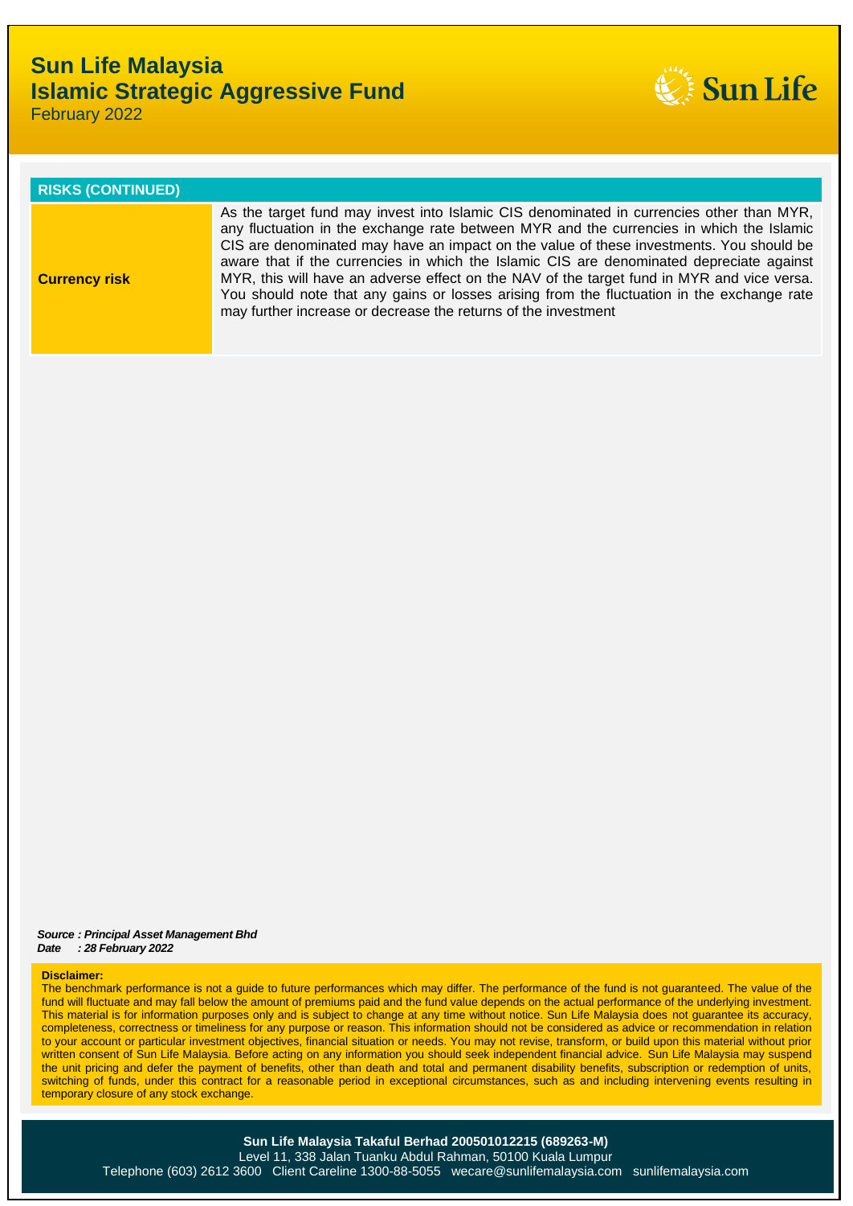# Sun Life Malaysia
## Islamic Strategic Aggressive Fund
February 2022

### RISKS (CONTINUED)

| | |
|---|---|
| **Currency risk** | As the target fund may invest into Islamic CIS denominated in currencies other than MYR, any fluctuation in the exchange rate between MYR and the currencies in which the Islamic CIS are denominated may have an impact on the value of these investments. You should be aware that if the currencies in which the Islamic CIS are denominated depreciate against MYR, this will have an adverse effect on the NAV of the target fund in MYR and vice versa. You should note that any gains or losses arising from the fluctuation in the exchange rate may further increase or decrease the returns of the investment |

***Source : Principal Asset Management Bhd***
***Date : 28 February 2022***

**Disclaimer:**
The benchmark performance is not a guide to future performances which may differ. The performance of the fund is not guaranteed. The value of the fund will fluctuate and may fall below the amount of premiums paid and the fund value depends on the actual performance of the underlying investment. This material is for information purposes only and is subject to change at any time without notice. Sun Life Malaysia does not guarantee its accuracy, completeness, correctness or timeliness for any purpose or reason. This information should not be considered as advice or recommendation in relation to your account or particular investment objectives, financial situation or needs. You may not revise, transform, or build upon this material without prior written consent of Sun Life Malaysia. Before acting on any information you should seek independent financial advice. Sun Life Malaysia may suspend the unit pricing and defer the payment of benefits, other than death and total and permanent disability benefits, subscription or redemption of units, switching of funds, under this contract for a reasonable period in exceptional circumstances, such as and including intervening events resulting in temporary closure of any stock exchange.

**Sun Life Malaysia Takaful Berhad 200501012215 (689263-M)**
Level 11, 338 Jalan Tuanku Abdul Rahman, 50100 Kuala Lumpur
Telephone (603) 2612 3600 Client Careline 1300-88-5055 wecare@sunlifemalaysia.com sunlifemalaysia.com